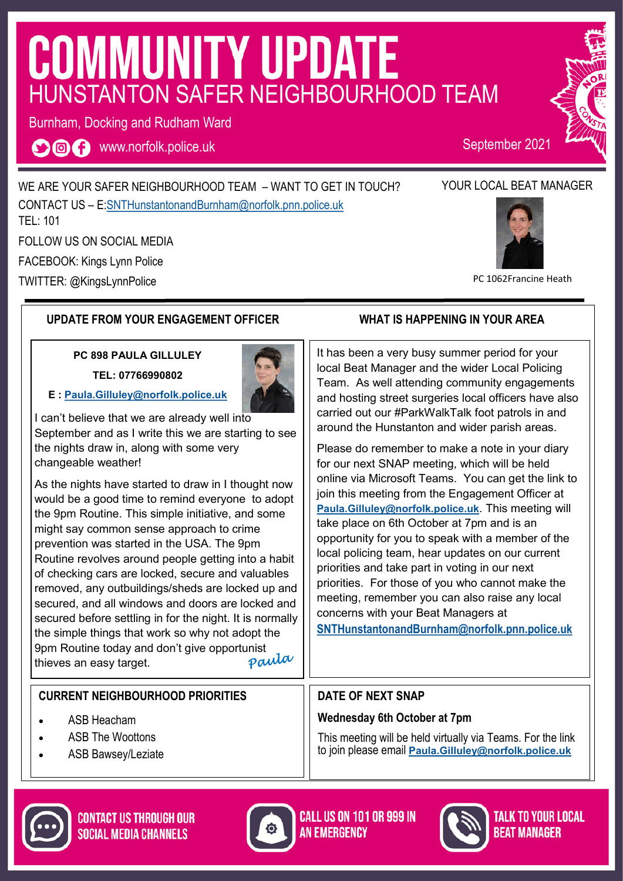# COMMUNITY UPDATE

## HUNSTANTON SAFER NEIGHBOURHOOD TEAM

Burnham, Docking and Rudham Ward

www.norfolk.police.uk

September 2021

WE ARE YOUR SAFER NEIGHBOURHOOD TEAM – WANT TO GET IN TOUCH?

CONTACT US – E:SNTHunstantonandBurnham@norfolk.pnn.police.uk

TEL: 101

FOLLOW US ON SOCIAL MEDIA

FACEBOOK: Kings Lynn Police

TWITTER: @KingsLynnPolice

YOUR LOCAL BEAT MANAGER

PC 1062Francine Heath

### UPDATE FROM YOUR ENGAGEMENT OFFICER

**PC 898 PAULA GILLULEY**

**TEL: 07766990802**

**E : Paula.Gilluley@norfolk.police.uk**

I can't believe that we are already well into September and as I write this we are starting to see the nights draw in, along with some very changeable weather!

As the nights have started to draw in I thought now would be a good time to remind everyone to adopt the 9pm Routine. This simple initiative, and some might say common sense approach to crime prevention was started in the USA. The 9pm Routine revolves around people getting into a habit of checking cars are locked, secure and valuables removed, any outbuildings/sheds are locked up and secured, and all windows and doors are locked and secured before settling in for the night. It is normally the simple things that work so why not adopt the 9pm Routine today and don't give opportunist thieves an easy target.

*Paula*

### WHAT IS HAPPENING IN YOUR AREA

It has been a very busy summer period for your local Beat Manager and the wider Local Policing Team. As well attending community engagements and hosting street surgeries local officers have also carried out our #ParkWalkTalk foot patrols in and around the Hunstanton and wider parish areas.

Please do remember to make a note in your diary for our next SNAP meeting, which will be held online via Microsoft Teams. You can get the link to join this meeting from the Engagement Officer at **Paula.Gilluley@norfolk.police.uk**. This meeting will take place on 6th October at 7pm and is an opportunity for you to speak with a member of the local policing team, hear updates on our current priorities and take part in voting in our next priorities. For those of you who cannot make the meeting, remember you can also raise any local concerns with your Beat Managers at **SNTHunstantonandBurnham@norfolk.pnn.police.uk**

### CURRENT NEIGHBOURHOOD PRIORITIES

- ASB Heacham
- ASB The Woottons
- ASB Bawsey/Leziate

### DATE OF NEXT SNAP

**Wednesday 6th October at 7pm**

This meeting will be held virtually via Teams. For the link to join please email **Paula.Gilluley@norfolk.police.uk**

CONTACT US THROUGH OUR SOCIAL MEDIA CHANNELS

CALL US ON 101 OR 999 IN AN EMERGENCY

TALK TO YOUR LOCAL BEAT MANAGER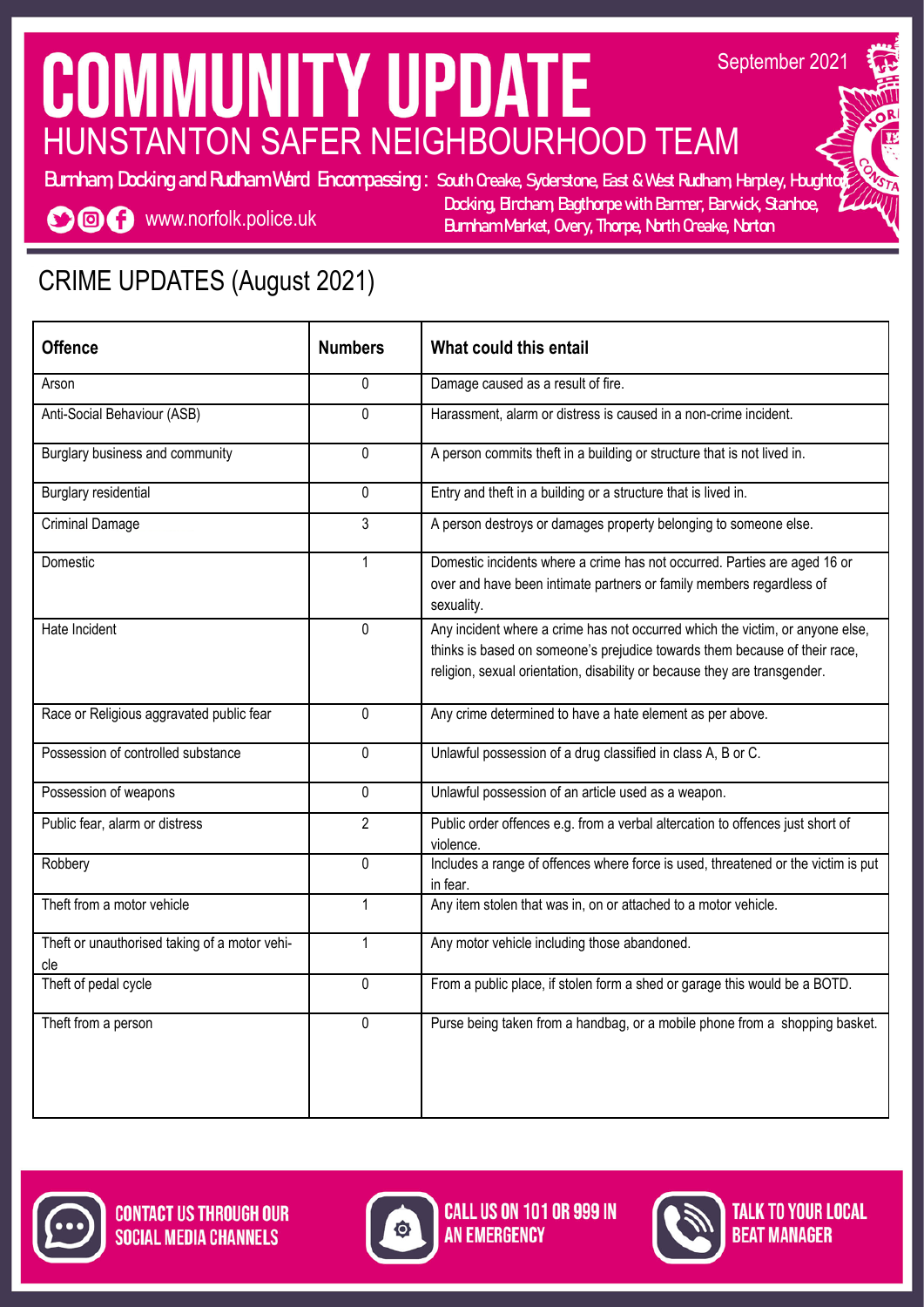# COMMUNITY UPDATE

September 2021

## HUNSTANTON SAFER NEIGHBOURHOOD TEAM

**Burnham, Docking and Rudham Ward Encompassing:** South Creake, Syderstone, East & West Rudham, Harpley, Houghton, Docking, Bircham, Bagthorpe with Barmer, Barwick, Stanhoe, Burnham Market, Overy, Thorpe, North Creake, Norton

www.norfolk.police.uk

## CRIME UPDATES (August 2021)

| Offence | Numbers | What could this entail |
|---|---|---|
| Arson | 0 | Damage caused as a result of fire. |
| Anti-Social Behaviour (ASB) | 0 | Harassment, alarm or distress is caused in a non-crime incident. |
| Burglary business and community | 0 | A person commits theft in a building or structure that is not lived in. |
| Burglary residential | 0 | Entry and theft in a building or a structure that is lived in. |
| Criminal Damage | 3 | A person destroys or damages property belonging to someone else. |
| Domestic | 1 | Domestic incidents where a crime has not occurred. Parties are aged 16 or over and have been intimate partners or family members regardless of sexuality. |
| Hate Incident | 0 | Any incident where a crime has not occurred which the victim, or anyone else, thinks is based on someone's prejudice towards them because of their race, religion, sexual orientation, disability or because they are transgender. |
| Race or Religious aggravated public fear | 0 | Any crime determined to have a hate element as per above. |
| Possession of controlled substance | 0 | Unlawful possession of a drug classified in class A, B or C. |
| Possession of weapons | 0 | Unlawful possession of an article used as a weapon. |
| Public fear, alarm or distress | 2 | Public order offences e.g. from a verbal altercation to offences just short of violence. |
| Robbery | 0 | Includes a range of offences where force is used, threatened or the victim is put in fear. |
| Theft from a motor vehicle | 1 | Any item stolen that was in, on or attached to a motor vehicle. |
| Theft or unauthorised taking of a motor vehicle | 1 | Any motor vehicle including those abandoned. |
| Theft of pedal cycle | 0 | From a public place, if stolen form a shed or garage this would be a BOTD. |
| Theft from a person | 0 | Purse being taken from a handbag, or a mobile phone from a shopping basket. |

**CONTACT US THROUGH OUR SOCIAL MEDIA CHANNELS**

**CALL US ON 101 OR 999 IN AN EMERGENCY**

**TALK TO YOUR LOCAL BEAT MANAGER**